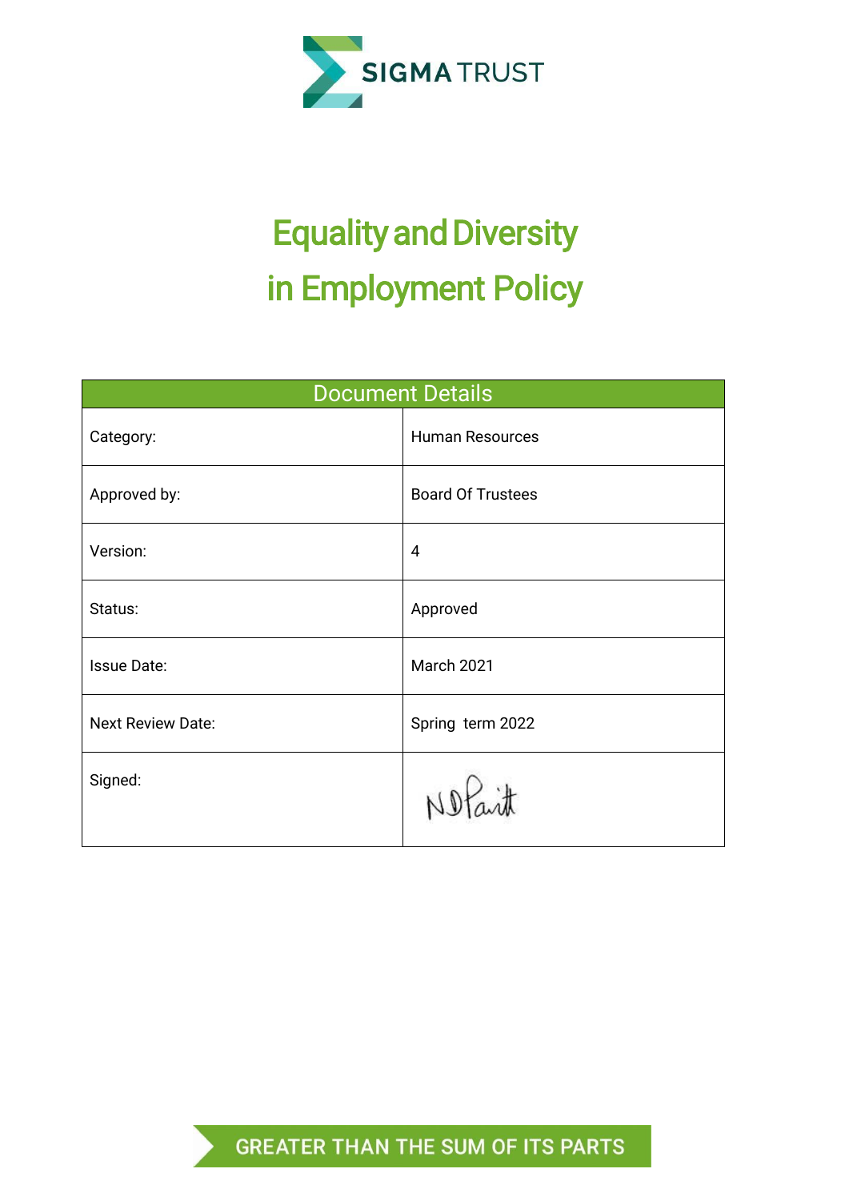SIGMA TRUST

# Equality and Diversity in Employment Policy

| Document Details | |
|---|---|
| Category: | Human Resources |
| Approved by: | Board Of Trustees |
| Version: | 4 |
| Status: | Approved |
| Issue Date: | March 2021 |
| Next Review Date: | Spring term 2022 |
| Signed: | N D Parit |

GREATER THAN THE SUM OF ITS PARTS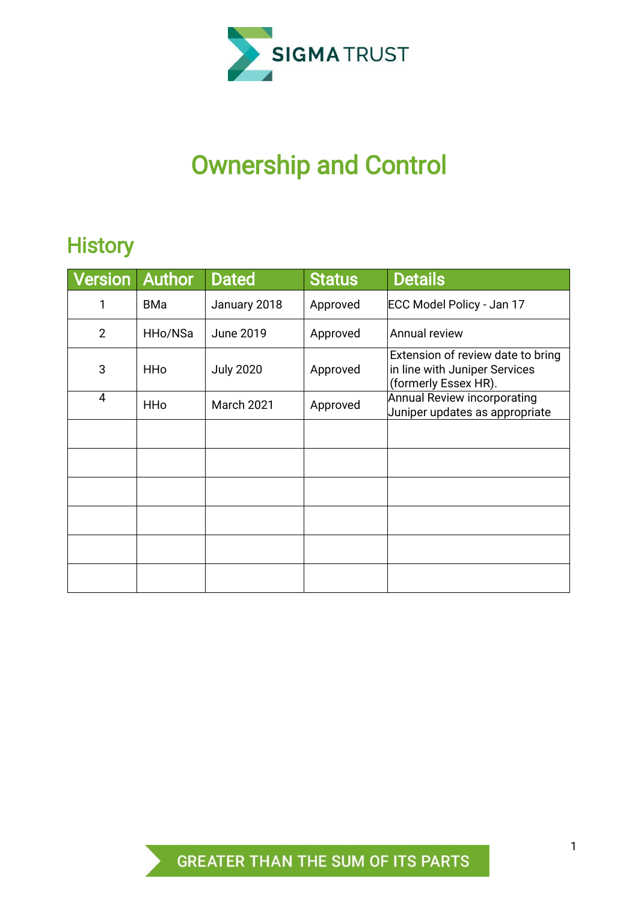# Ownership and Control

## History

| Version | Author | Dated | Status | Details |
|---|---|---|---|---|
| 1 | BMa | January 2018 | Approved | ECC Model Policy - Jan 17 |
| 2 | HHo/NSa | June 2019 | Approved | Annual review |
| 3 | HHo | July 2020 | Approved | Extension of review date to bring in line with Juniper Services (formerly Essex HR). |
| 4 | HHo | March 2021 | Approved | Annual Review incorporating Juniper updates as appropriate |
| | | | | |
| | | | | |
| | | | | |
| | | | | |
| | | | | |
| | | | | |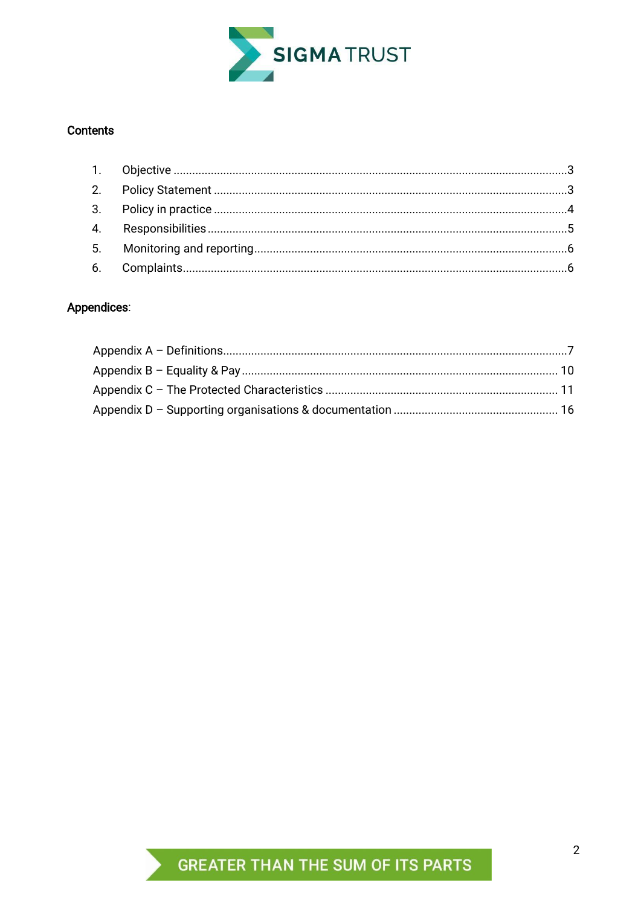## Contents

| | | |
|---|---|---|
| 1. | Objective | 3 |
| 2. | Policy Statement | 3 |
| 3. | Policy in practice | 4 |
| 4. | Responsibilities | 5 |
| 5. | Monitoring and reporting | 6 |
| 6. | Complaints | 6 |

## Appendices:

| | |
|---|---|
| Appendix A – Definitions | 7 |
| Appendix B – Equality & Pay | 10 |
| Appendix C – The Protected Characteristics | 11 |
| Appendix D – Supporting organisations & documentation | 16 |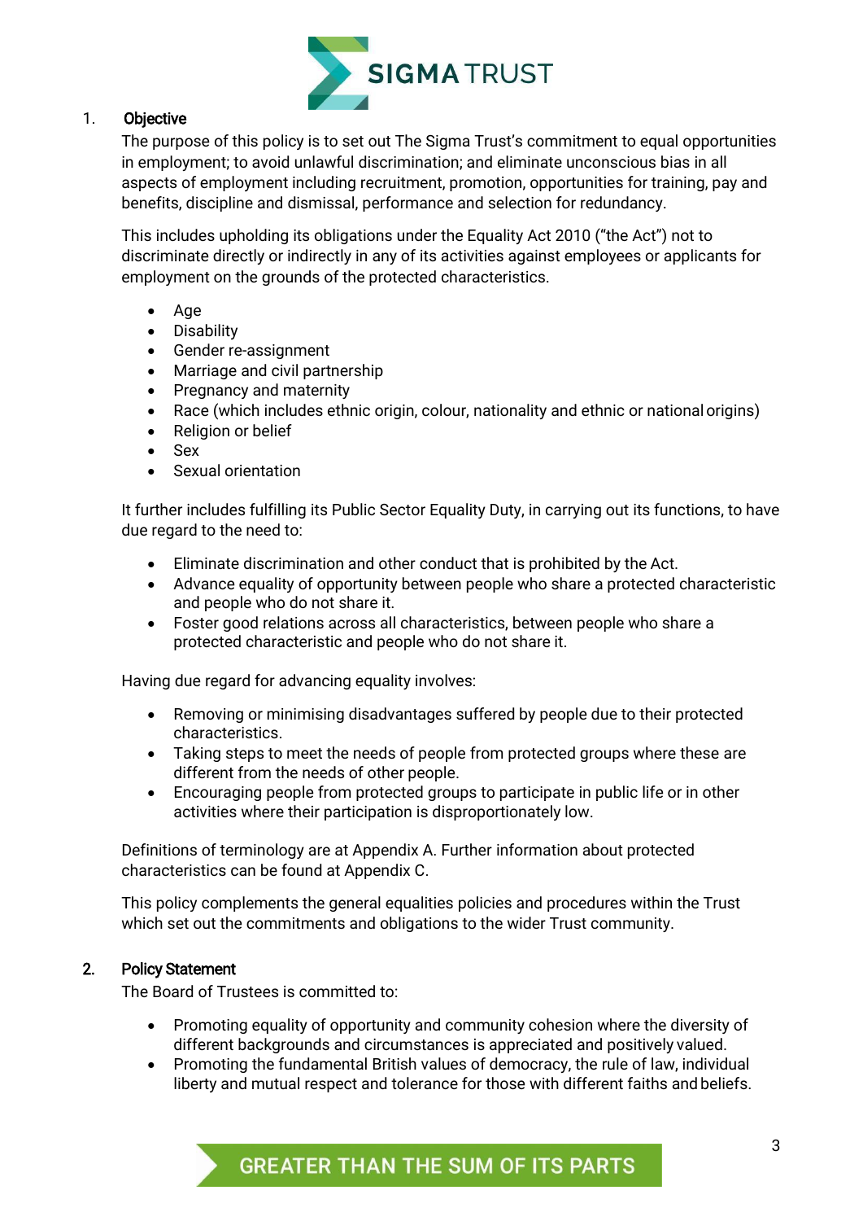## 1. Objective

The purpose of this policy is to set out The Sigma Trust's commitment to equal opportunities in employment; to avoid unlawful discrimination; and eliminate unconscious bias in all aspects of employment including recruitment, promotion, opportunities for training, pay and benefits, discipline and dismissal, performance and selection for redundancy.

This includes upholding its obligations under the Equality Act 2010 ("the Act") not to discriminate directly or indirectly in any of its activities against employees or applicants for employment on the grounds of the protected characteristics.

- Age
- Disability
- Gender re-assignment
- Marriage and civil partnership
- Pregnancy and maternity
- Race (which includes ethnic origin, colour, nationality and ethnic or national origins)
- Religion or belief
- Sex
- Sexual orientation

It further includes fulfilling its Public Sector Equality Duty, in carrying out its functions, to have due regard to the need to:

- Eliminate discrimination and other conduct that is prohibited by the Act.
- Advance equality of opportunity between people who share a protected characteristic and people who do not share it.
- Foster good relations across all characteristics, between people who share a protected characteristic and people who do not share it.

Having due regard for advancing equality involves:

- Removing or minimising disadvantages suffered by people due to their protected characteristics.
- Taking steps to meet the needs of people from protected groups where these are different from the needs of other people.
- Encouraging people from protected groups to participate in public life or in other activities where their participation is disproportionately low.

Definitions of terminology are at Appendix A. Further information about protected characteristics can be found at Appendix C.

This policy complements the general equalities policies and procedures within the Trust which set out the commitments and obligations to the wider Trust community.

## 2. Policy Statement

The Board of Trustees is committed to:

- Promoting equality of opportunity and community cohesion where the diversity of different backgrounds and circumstances is appreciated and positively valued.
- Promoting the fundamental British values of democracy, the rule of law, individual liberty and mutual respect and tolerance for those with different faiths and beliefs.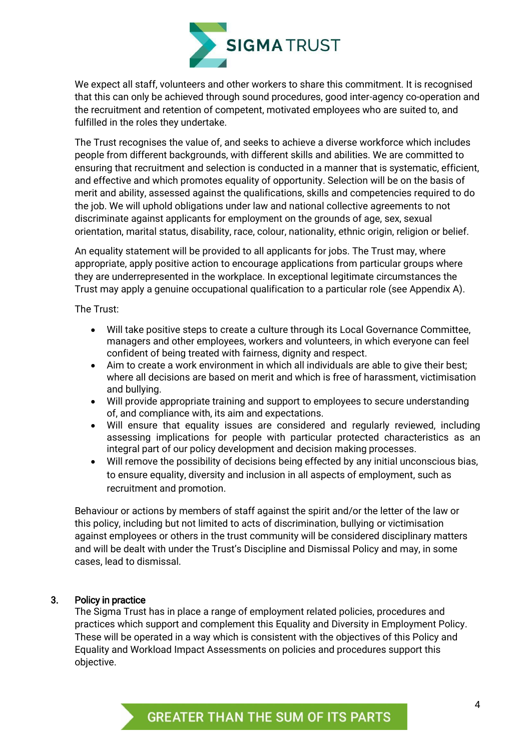We expect all staff, volunteers and other workers to share this commitment. It is recognised that this can only be achieved through sound procedures, good inter-agency co-operation and the recruitment and retention of competent, motivated employees who are suited to, and fulfilled in the roles they undertake.

The Trust recognises the value of, and seeks to achieve a diverse workforce which includes people from different backgrounds, with different skills and abilities. We are committed to ensuring that recruitment and selection is conducted in a manner that is systematic, efficient, and effective and which promotes equality of opportunity. Selection will be on the basis of merit and ability, assessed against the qualifications, skills and competencies required to do the job. We will uphold obligations under law and national collective agreements to not discriminate against applicants for employment on the grounds of age, sex, sexual orientation, marital status, disability, race, colour, nationality, ethnic origin, religion or belief.

An equality statement will be provided to all applicants for jobs. The Trust may, where appropriate, apply positive action to encourage applications from particular groups where they are underrepresented in the workplace. In exceptional legitimate circumstances the Trust may apply a genuine occupational qualification to a particular role (see Appendix A).

The Trust:

- Will take positive steps to create a culture through its Local Governance Committee, managers and other employees, workers and volunteers, in which everyone can feel confident of being treated with fairness, dignity and respect.
- Aim to create a work environment in which all individuals are able to give their best; where all decisions are based on merit and which is free of harassment, victimisation and bullying.
- Will provide appropriate training and support to employees to secure understanding of, and compliance with, its aim and expectations.
- Will ensure that equality issues are considered and regularly reviewed, including assessing implications for people with particular protected characteristics as an integral part of our policy development and decision making processes.
- Will remove the possibility of decisions being effected by any initial unconscious bias, to ensure equality, diversity and inclusion in all aspects of employment, such as recruitment and promotion.

Behaviour or actions by members of staff against the spirit and/or the letter of the law or this policy, including but not limited to acts of discrimination, bullying or victimisation against employees or others in the trust community will be considered disciplinary matters and will be dealt with under the Trust's Discipline and Dismissal Policy and may, in some cases, lead to dismissal.

## 3. Policy in practice

The Sigma Trust has in place a range of employment related policies, procedures and practices which support and complement this Equality and Diversity in Employment Policy. These will be operated in a way which is consistent with the objectives of this Policy and Equality and Workload Impact Assessments on policies and procedures support this objective.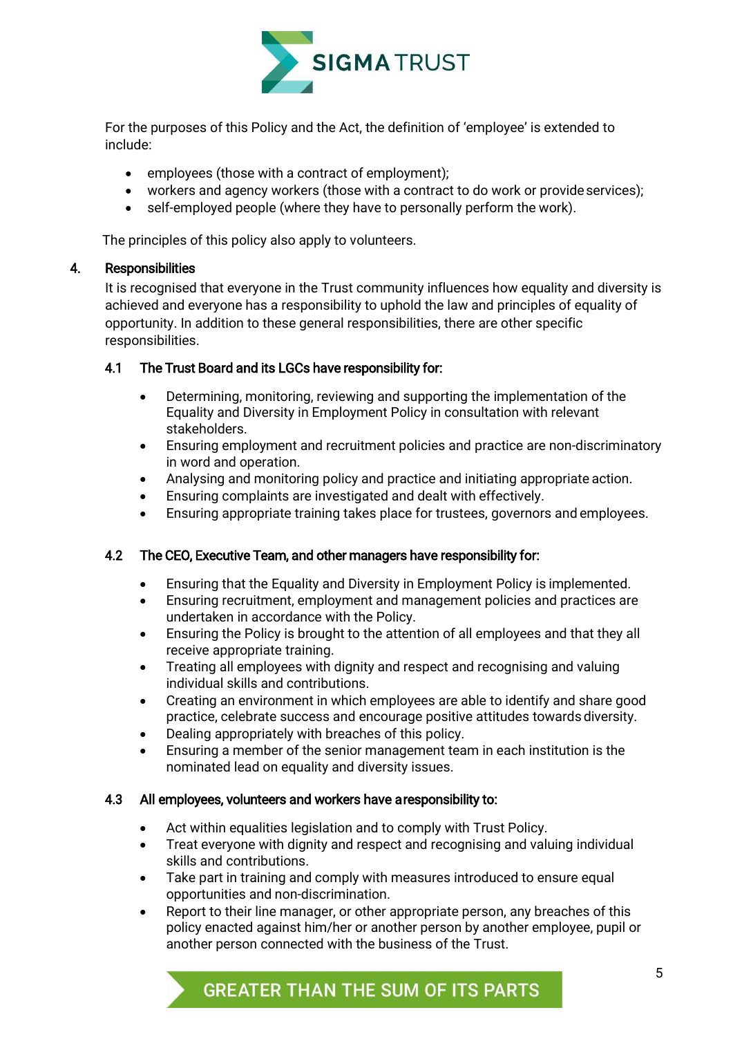For the purposes of this Policy and the Act, the definition of 'employee' is extended to include:

- employees (those with a contract of employment);
- workers and agency workers (those with a contract to do work or provide services);
- self-employed people (where they have to personally perform the work).

The principles of this policy also apply to volunteers.

## 4. Responsibilities

It is recognised that everyone in the Trust community influences how equality and diversity is achieved and everyone has a responsibility to uphold the law and principles of equality of opportunity. In addition to these general responsibilities, there are other specific responsibilities.

### 4.1 The Trust Board and its LGCs have responsibility for:

- Determining, monitoring, reviewing and supporting the implementation of the Equality and Diversity in Employment Policy in consultation with relevant stakeholders.
- Ensuring employment and recruitment policies and practice are non-discriminatory in word and operation.
- Analysing and monitoring policy and practice and initiating appropriate action.
- Ensuring complaints are investigated and dealt with effectively.
- Ensuring appropriate training takes place for trustees, governors and employees.

### 4.2 The CEO, Executive Team, and other managers have responsibility for:

- Ensuring that the Equality and Diversity in Employment Policy is implemented.
- Ensuring recruitment, employment and management policies and practices are undertaken in accordance with the Policy.
- Ensuring the Policy is brought to the attention of all employees and that they all receive appropriate training.
- Treating all employees with dignity and respect and recognising and valuing individual skills and contributions.
- Creating an environment in which employees are able to identify and share good practice, celebrate success and encourage positive attitudes towards diversity.
- Dealing appropriately with breaches of this policy.
- Ensuring a member of the senior management team in each institution is the nominated lead on equality and diversity issues.

### 4.3 All employees, volunteers and workers have a responsibility to:

- Act within equalities legislation and to comply with Trust Policy.
- Treat everyone with dignity and respect and recognising and valuing individual skills and contributions.
- Take part in training and comply with measures introduced to ensure equal opportunities and non-discrimination.
- Report to their line manager, or other appropriate person, any breaches of this policy enacted against him/her or another person by another employee, pupil or another person connected with the business of the Trust.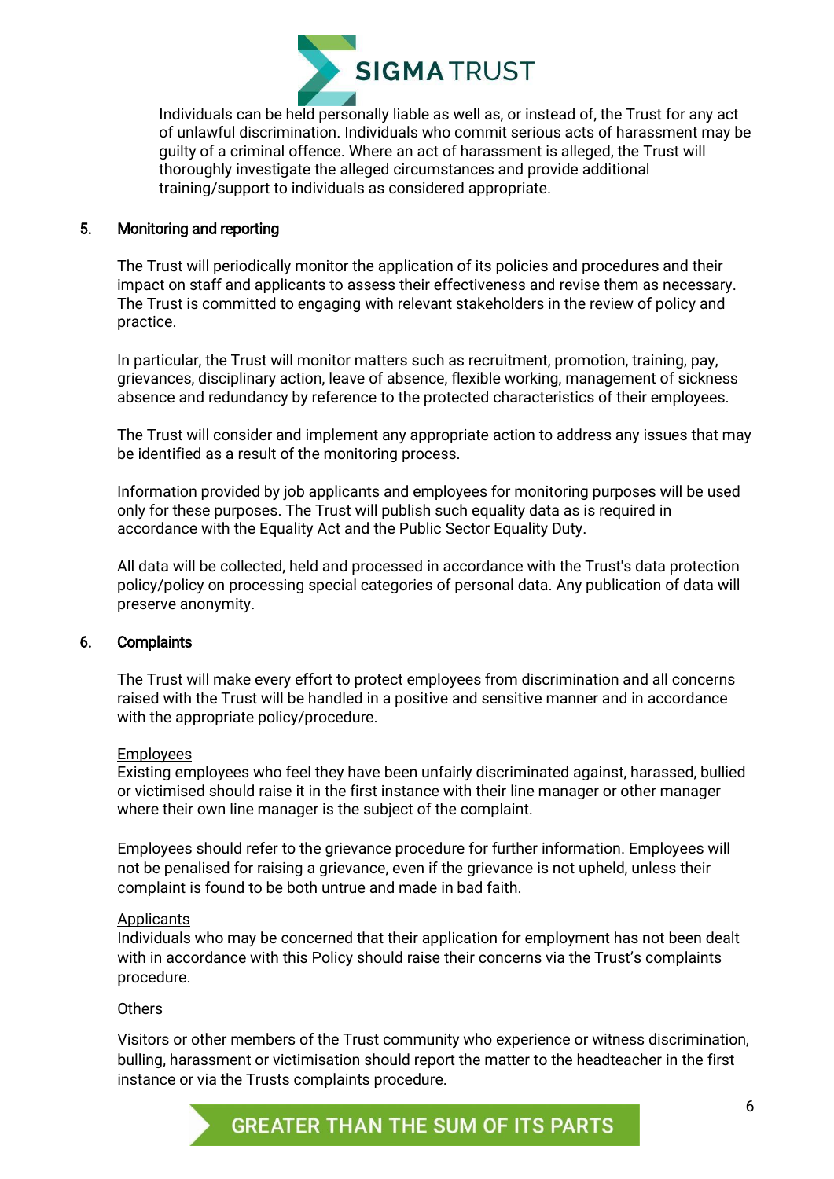Individuals can be held personally liable as well as, or instead of, the Trust for any act of unlawful discrimination. Individuals who commit serious acts of harassment may be guilty of a criminal offence. Where an act of harassment is alleged, the Trust will thoroughly investigate the alleged circumstances and provide additional training/support to individuals as considered appropriate.

## 5. Monitoring and reporting

The Trust will periodically monitor the application of its policies and procedures and their impact on staff and applicants to assess their effectiveness and revise them as necessary. The Trust is committed to engaging with relevant stakeholders in the review of policy and practice.

In particular, the Trust will monitor matters such as recruitment, promotion, training, pay, grievances, disciplinary action, leave of absence, flexible working, management of sickness absence and redundancy by reference to the protected characteristics of their employees.

The Trust will consider and implement any appropriate action to address any issues that may be identified as a result of the monitoring process.

Information provided by job applicants and employees for monitoring purposes will be used only for these purposes. The Trust will publish such equality data as is required in accordance with the Equality Act and the Public Sector Equality Duty.

All data will be collected, held and processed in accordance with the Trust's data protection policy/policy on processing special categories of personal data. Any publication of data will preserve anonymity.

## 6. Complaints

The Trust will make every effort to protect employees from discrimination and all concerns raised with the Trust will be handled in a positive and sensitive manner and in accordance with the appropriate policy/procedure.

<u>Employees</u>
Existing employees who feel they have been unfairly discriminated against, harassed, bullied or victimised should raise it in the first instance with their line manager or other manager where their own line manager is the subject of the complaint.

Employees should refer to the grievance procedure for further information. Employees will not be penalised for raising a grievance, even if the grievance is not upheld, unless their complaint is found to be both untrue and made in bad faith.

<u>Applicants</u>
Individuals who may be concerned that their application for employment has not been dealt with in accordance with this Policy should raise their concerns via the Trust's complaints procedure.

<u>Others</u>

Visitors or other members of the Trust community who experience or witness discrimination, bulling, harassment or victimisation should report the matter to the headteacher in the first instance or via the Trusts complaints procedure.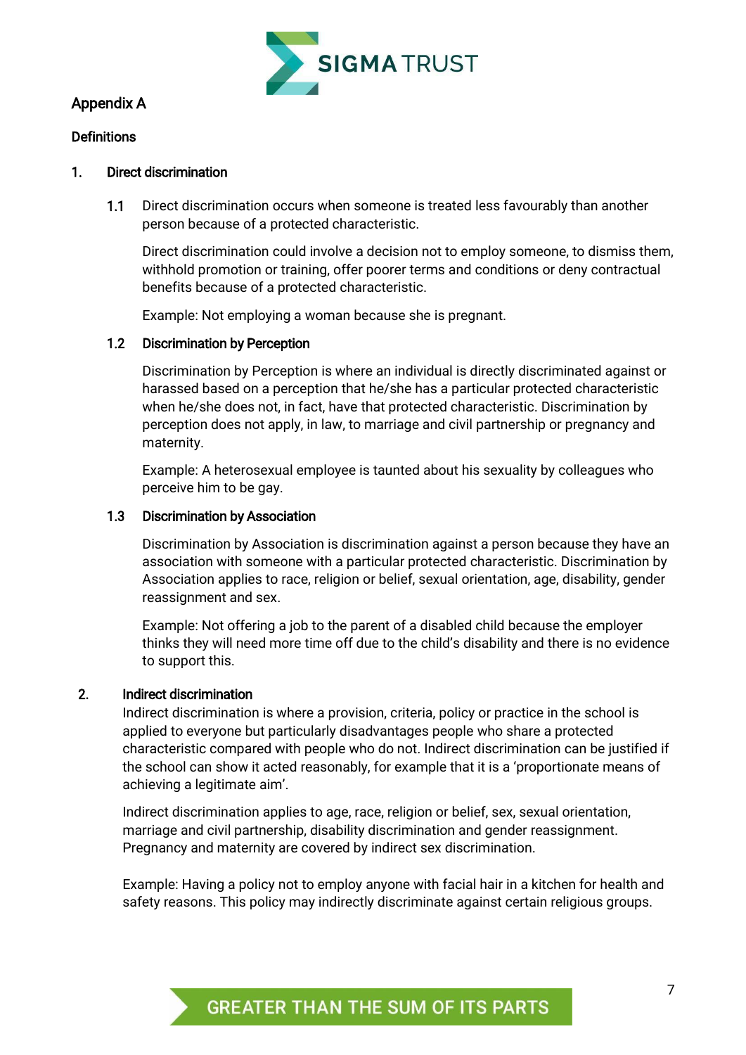## Appendix A

### Definitions

#### 1. Direct discrimination

**1.1** Direct discrimination occurs when someone is treated less favourably than another person because of a protected characteristic.

Direct discrimination could involve a decision not to employ someone, to dismiss them, withhold promotion or training, offer poorer terms and conditions or deny contractual benefits because of a protected characteristic.

Example: Not employing a woman because she is pregnant.

**1.2 Discrimination by Perception**

Discrimination by Perception is where an individual is directly discriminated against or harassed based on a perception that he/she has a particular protected characteristic when he/she does not, in fact, have that protected characteristic. Discrimination by perception does not apply, in law, to marriage and civil partnership or pregnancy and maternity.

Example: A heterosexual employee is taunted about his sexuality by colleagues who perceive him to be gay.

**1.3 Discrimination by Association**

Discrimination by Association is discrimination against a person because they have an association with someone with a particular protected characteristic. Discrimination by Association applies to race, religion or belief, sexual orientation, age, disability, gender reassignment and sex.

Example: Not offering a job to the parent of a disabled child because the employer thinks they will need more time off due to the child's disability and there is no evidence to support this.

#### 2. Indirect discrimination

Indirect discrimination is where a provision, criteria, policy or practice in the school is applied to everyone but particularly disadvantages people who share a protected characteristic compared with people who do not. Indirect discrimination can be justified if the school can show it acted reasonably, for example that it is a 'proportionate means of achieving a legitimate aim'.

Indirect discrimination applies to age, race, religion or belief, sex, sexual orientation, marriage and civil partnership, disability discrimination and gender reassignment. Pregnancy and maternity are covered by indirect sex discrimination.

Example: Having a policy not to employ anyone with facial hair in a kitchen for health and safety reasons. This policy may indirectly discriminate against certain religious groups.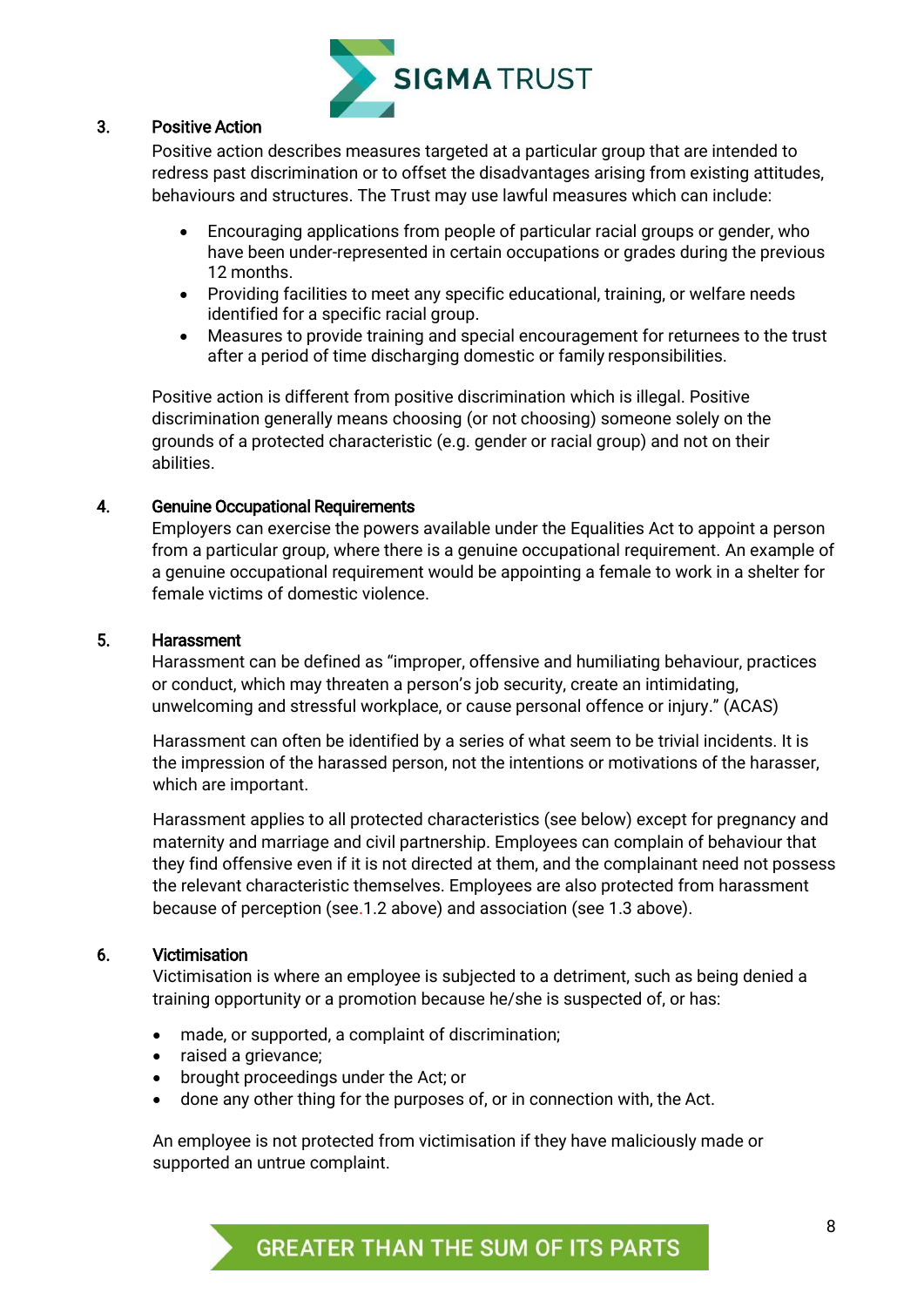## 3. Positive Action

Positive action describes measures targeted at a particular group that are intended to redress past discrimination or to offset the disadvantages arising from existing attitudes, behaviours and structures. The Trust may use lawful measures which can include:

- Encouraging applications from people of particular racial groups or gender, who have been under-represented in certain occupations or grades during the previous 12 months.
- Providing facilities to meet any specific educational, training, or welfare needs identified for a specific racial group.
- Measures to provide training and special encouragement for returnees to the trust after a period of time discharging domestic or family responsibilities.

Positive action is different from positive discrimination which is illegal. Positive discrimination generally means choosing (or not choosing) someone solely on the grounds of a protected characteristic (e.g. gender or racial group) and not on their abilities.

## 4. Genuine Occupational Requirements

Employers can exercise the powers available under the Equalities Act to appoint a person from a particular group, where there is a genuine occupational requirement. An example of a genuine occupational requirement would be appointing a female to work in a shelter for female victims of domestic violence.

## 5. Harassment

Harassment can be defined as "improper, offensive and humiliating behaviour, practices or conduct, which may threaten a person's job security, create an intimidating, unwelcoming and stressful workplace, or cause personal offence or injury." (ACAS)

Harassment can often be identified by a series of what seem to be trivial incidents. It is the impression of the harassed person, not the intentions or motivations of the harasser, which are important.

Harassment applies to all protected characteristics (see below) except for pregnancy and maternity and marriage and civil partnership. Employees can complain of behaviour that they find offensive even if it is not directed at them, and the complainant need not possess the relevant characteristic themselves. Employees are also protected from harassment because of perception (see.1.2 above) and association (see 1.3 above).

## 6. Victimisation

Victimisation is where an employee is subjected to a detriment, such as being denied a training opportunity or a promotion because he/she is suspected of, or has:

- made, or supported, a complaint of discrimination;
- raised a grievance;
- brought proceedings under the Act; or
- done any other thing for the purposes of, or in connection with, the Act.

An employee is not protected from victimisation if they have maliciously made or supported an untrue complaint.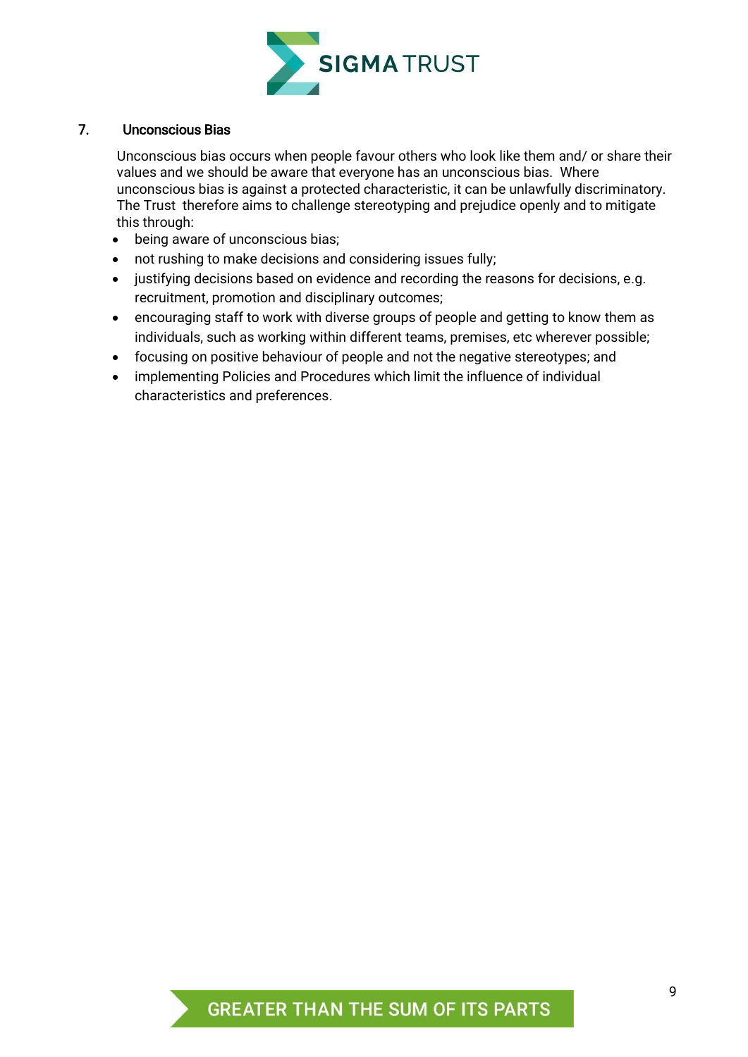## 7. Unconscious Bias

Unconscious bias occurs when people favour others who look like them and/ or share their values and we should be aware that everyone has an unconscious bias. Where unconscious bias is against a protected characteristic, it can be unlawfully discriminatory. The Trust therefore aims to challenge stereotyping and prejudice openly and to mitigate this through:

- being aware of unconscious bias;
- not rushing to make decisions and considering issues fully;
- justifying decisions based on evidence and recording the reasons for decisions, e.g. recruitment, promotion and disciplinary outcomes;
- encouraging staff to work with diverse groups of people and getting to know them as individuals, such as working within different teams, premises, etc wherever possible;
- focusing on positive behaviour of people and not the negative stereotypes; and
- implementing Policies and Procedures which limit the influence of individual characteristics and preferences.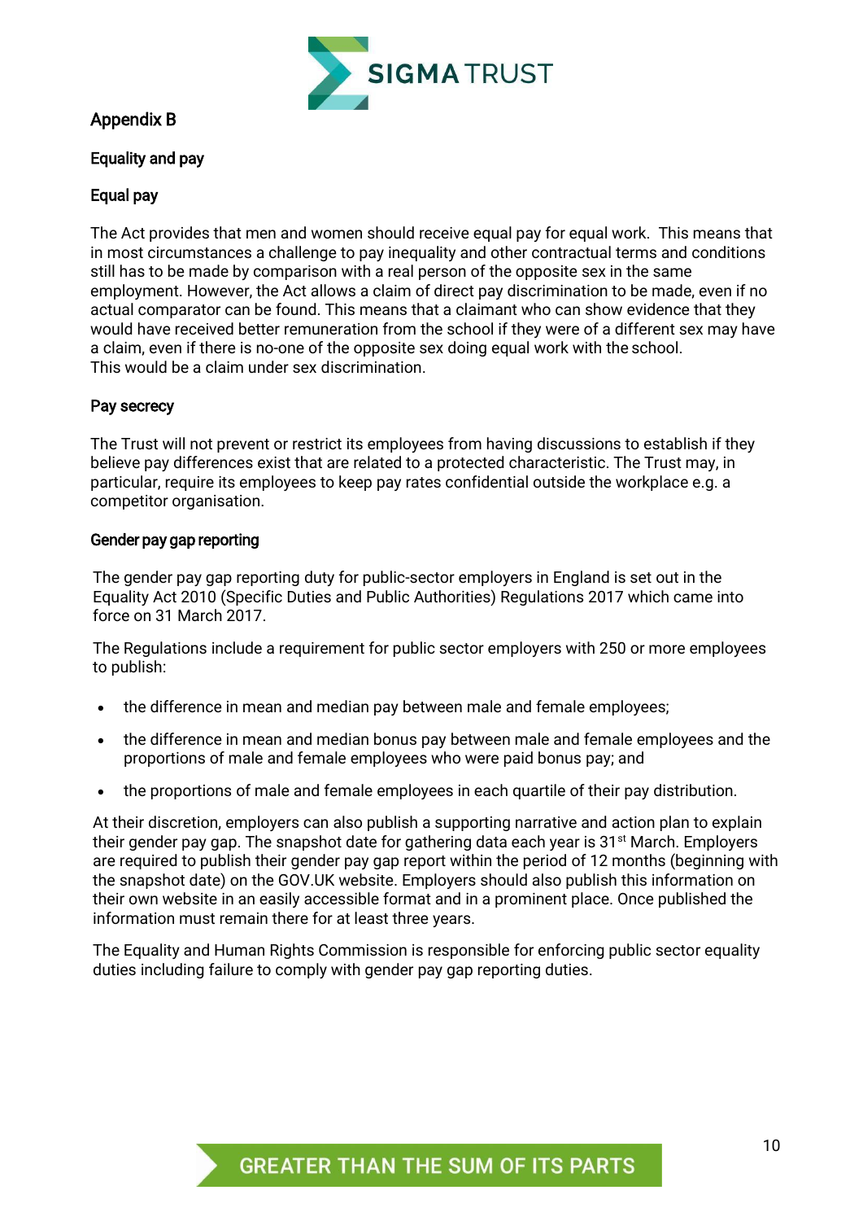## Appendix B

### Equality and pay

### Equal pay

The Act provides that men and women should receive equal pay for equal work. This means that in most circumstances a challenge to pay inequality and other contractual terms and conditions still has to be made by comparison with a real person of the opposite sex in the same employment. However, the Act allows a claim of direct pay discrimination to be made, even if no actual comparator can be found. This means that a claimant who can show evidence that they would have received better remuneration from the school if they were of a different sex may have a claim, even if there is no-one of the opposite sex doing equal work with the school. This would be a claim under sex discrimination.

### Pay secrecy

The Trust will not prevent or restrict its employees from having discussions to establish if they believe pay differences exist that are related to a protected characteristic. The Trust may, in particular, require its employees to keep pay rates confidential outside the workplace e.g. a competitor organisation.

### Gender pay gap reporting

The gender pay gap reporting duty for public-sector employers in England is set out in the Equality Act 2010 (Specific Duties and Public Authorities) Regulations 2017 which came into force on 31 March 2017.

The Regulations include a requirement for public sector employers with 250 or more employees to publish:

- the difference in mean and median pay between male and female employees;
- the difference in mean and median bonus pay between male and female employees and the proportions of male and female employees who were paid bonus pay; and
- the proportions of male and female employees in each quartile of their pay distribution.

At their discretion, employers can also publish a supporting narrative and action plan to explain their gender pay gap. The snapshot date for gathering data each year is 31st March. Employers are required to publish their gender pay gap report within the period of 12 months (beginning with the snapshot date) on the GOV.UK website. Employers should also publish this information on their own website in an easily accessible format and in a prominent place. Once published the information must remain there for at least three years.

The Equality and Human Rights Commission is responsible for enforcing public sector equality duties including failure to comply with gender pay gap reporting duties.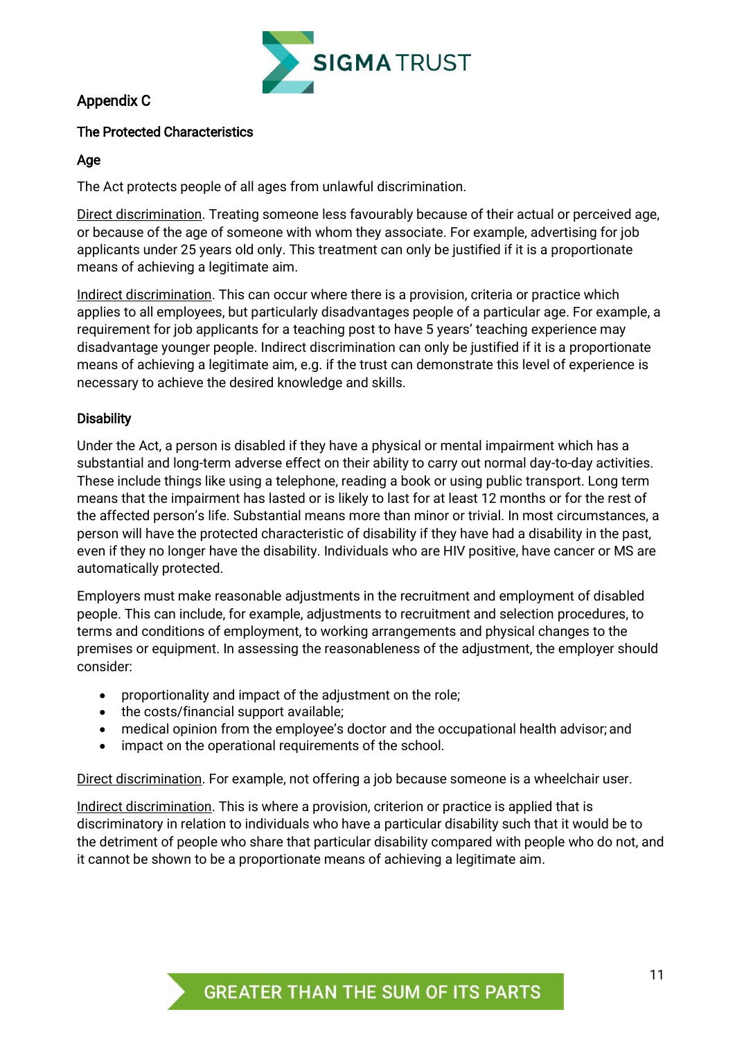## Appendix C

### The Protected Characteristics

#### Age

The Act protects people of all ages from unlawful discrimination.

Direct discrimination. Treating someone less favourably because of their actual or perceived age, or because of the age of someone with whom they associate. For example, advertising for job applicants under 25 years old only. This treatment can only be justified if it is a proportionate means of achieving a legitimate aim.

Indirect discrimination. This can occur where there is a provision, criteria or practice which applies to all employees, but particularly disadvantages people of a particular age. For example, a requirement for job applicants for a teaching post to have 5 years' teaching experience may disadvantage younger people. Indirect discrimination can only be justified if it is a proportionate means of achieving a legitimate aim, e.g. if the trust can demonstrate this level of experience is necessary to achieve the desired knowledge and skills.

#### Disability

Under the Act, a person is disabled if they have a physical or mental impairment which has a substantial and long-term adverse effect on their ability to carry out normal day-to-day activities. These include things like using a telephone, reading a book or using public transport. Long term means that the impairment has lasted or is likely to last for at least 12 months or for the rest of the affected person's life. Substantial means more than minor or trivial. In most circumstances, a person will have the protected characteristic of disability if they have had a disability in the past, even if they no longer have the disability. Individuals who are HIV positive, have cancer or MS are automatically protected.

Employers must make reasonable adjustments in the recruitment and employment of disabled people. This can include, for example, adjustments to recruitment and selection procedures, to terms and conditions of employment, to working arrangements and physical changes to the premises or equipment. In assessing the reasonableness of the adjustment, the employer should consider:

- proportionality and impact of the adjustment on the role;
- the costs/financial support available;
- medical opinion from the employee's doctor and the occupational health advisor; and
- impact on the operational requirements of the school.

Direct discrimination. For example, not offering a job because someone is a wheelchair user.

Indirect discrimination. This is where a provision, criterion or practice is applied that is discriminatory in relation to individuals who have a particular disability such that it would be to the detriment of people who share that particular disability compared with people who do not, and it cannot be shown to be a proportionate means of achieving a legitimate aim.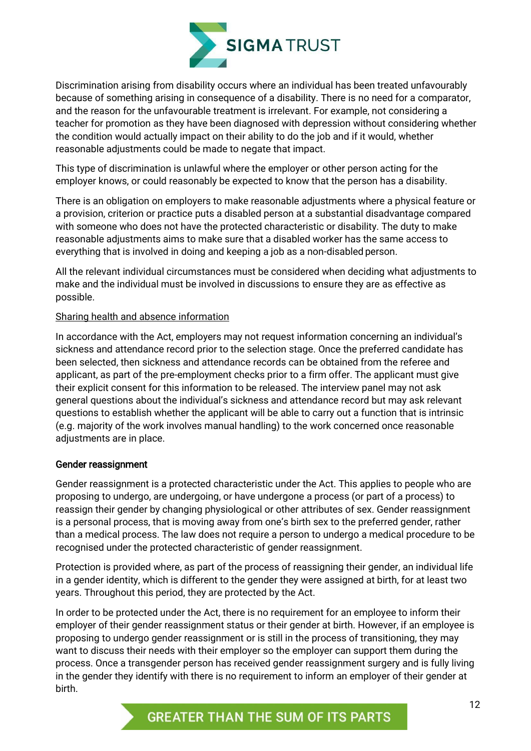Discrimination arising from disability occurs where an individual has been treated unfavourably because of something arising in consequence of a disability. There is no need for a comparator, and the reason for the unfavourable treatment is irrelevant. For example, not considering a teacher for promotion as they have been diagnosed with depression without considering whether the condition would actually impact on their ability to do the job and if it would, whether reasonable adjustments could be made to negate that impact.

This type of discrimination is unlawful where the employer or other person acting for the employer knows, or could reasonably be expected to know that the person has a disability.

There is an obligation on employers to make reasonable adjustments where a physical feature or a provision, criterion or practice puts a disabled person at a substantial disadvantage compared with someone who does not have the protected characteristic or disability. The duty to make reasonable adjustments aims to make sure that a disabled worker has the same access to everything that is involved in doing and keeping a job as a non-disabled person.

All the relevant individual circumstances must be considered when deciding what adjustments to make and the individual must be involved in discussions to ensure they are as effective as possible.

<u>Sharing health and absence information</u>

In accordance with the Act, employers may not request information concerning an individual's sickness and attendance record prior to the selection stage. Once the preferred candidate has been selected, then sickness and attendance records can be obtained from the referee and applicant, as part of the pre-employment checks prior to a firm offer. The applicant must give their explicit consent for this information to be released. The interview panel may not ask general questions about the individual's sickness and attendance record but may ask relevant questions to establish whether the applicant will be able to carry out a function that is intrinsic (e.g. majority of the work involves manual handling) to the work concerned once reasonable adjustments are in place.

**Gender reassignment**

Gender reassignment is a protected characteristic under the Act. This applies to people who are proposing to undergo, are undergoing, or have undergone a process (or part of a process) to reassign their gender by changing physiological or other attributes of sex. Gender reassignment is a personal process, that is moving away from one's birth sex to the preferred gender, rather than a medical process. The law does not require a person to undergo a medical procedure to be recognised under the protected characteristic of gender reassignment.

Protection is provided where, as part of the process of reassigning their gender, an individual life in a gender identity, which is different to the gender they were assigned at birth, for at least two years. Throughout this period, they are protected by the Act.

In order to be protected under the Act, there is no requirement for an employee to inform their employer of their gender reassignment status or their gender at birth. However, if an employee is proposing to undergo gender reassignment or is still in the process of transitioning, they may want to discuss their needs with their employer so the employer can support them during the process. Once a transgender person has received gender reassignment surgery and is fully living in the gender they identify with there is no requirement to inform an employer of their gender at birth.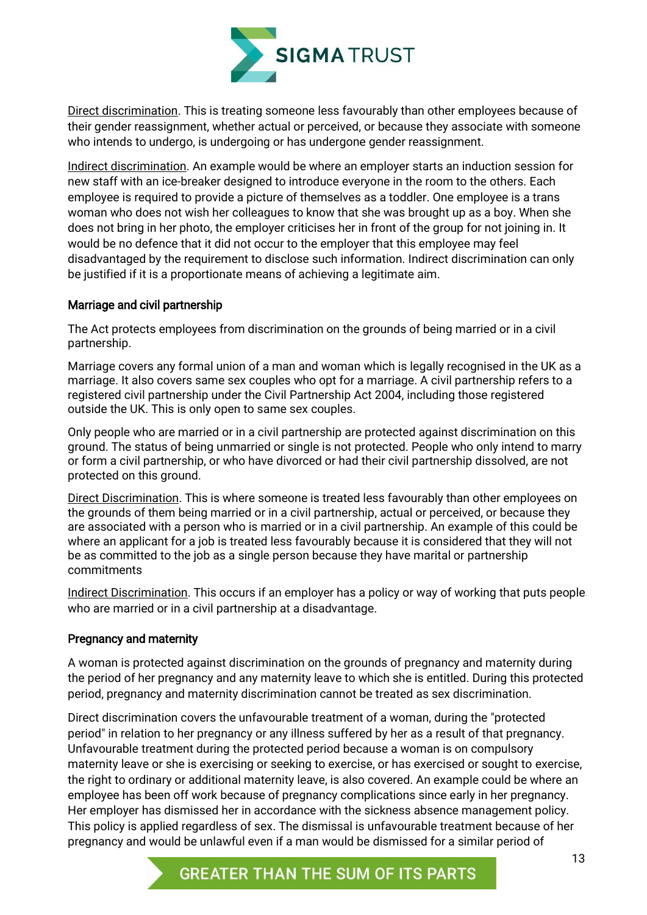Direct discrimination. This is treating someone less favourably than other employees because of their gender reassignment, whether actual or perceived, or because they associate with someone who intends to undergo, is undergoing or has undergone gender reassignment.

Indirect discrimination. An example would be where an employer starts an induction session for new staff with an ice-breaker designed to introduce everyone in the room to the others. Each employee is required to provide a picture of themselves as a toddler. One employee is a trans woman who does not wish her colleagues to know that she was brought up as a boy. When she does not bring in her photo, the employer criticises her in front of the group for not joining in. It would be no defence that it did not occur to the employer that this employee may feel disadvantaged by the requirement to disclose such information. Indirect discrimination can only be justified if it is a proportionate means of achieving a legitimate aim.

#### Marriage and civil partnership

The Act protects employees from discrimination on the grounds of being married or in a civil partnership.

Marriage covers any formal union of a man and woman which is legally recognised in the UK as a marriage. It also covers same sex couples who opt for a marriage. A civil partnership refers to a registered civil partnership under the Civil Partnership Act 2004, including those registered outside the UK. This is only open to same sex couples.

Only people who are married or in a civil partnership are protected against discrimination on this ground. The status of being unmarried or single is not protected. People who only intend to marry or form a civil partnership, or who have divorced or had their civil partnership dissolved, are not protected on this ground.

Direct Discrimination. This is where someone is treated less favourably than other employees on the grounds of them being married or in a civil partnership, actual or perceived, or because they are associated with a person who is married or in a civil partnership. An example of this could be where an applicant for a job is treated less favourably because it is considered that they will not be as committed to the job as a single person because they have marital or partnership commitments

Indirect Discrimination. This occurs if an employer has a policy or way of working that puts people who are married or in a civil partnership at a disadvantage.

#### Pregnancy and maternity

A woman is protected against discrimination on the grounds of pregnancy and maternity during the period of her pregnancy and any maternity leave to which she is entitled. During this protected period, pregnancy and maternity discrimination cannot be treated as sex discrimination.

Direct discrimination covers the unfavourable treatment of a woman, during the "protected period" in relation to her pregnancy or any illness suffered by her as a result of that pregnancy. Unfavourable treatment during the protected period because a woman is on compulsory maternity leave or she is exercising or seeking to exercise, or has exercised or sought to exercise, the right to ordinary or additional maternity leave, is also covered. An example could be where an employee has been off work because of pregnancy complications since early in her pregnancy. Her employer has dismissed her in accordance with the sickness absence management policy. This policy is applied regardless of sex. The dismissal is unfavourable treatment because of her pregnancy and would be unlawful even if a man would be dismissed for a similar period of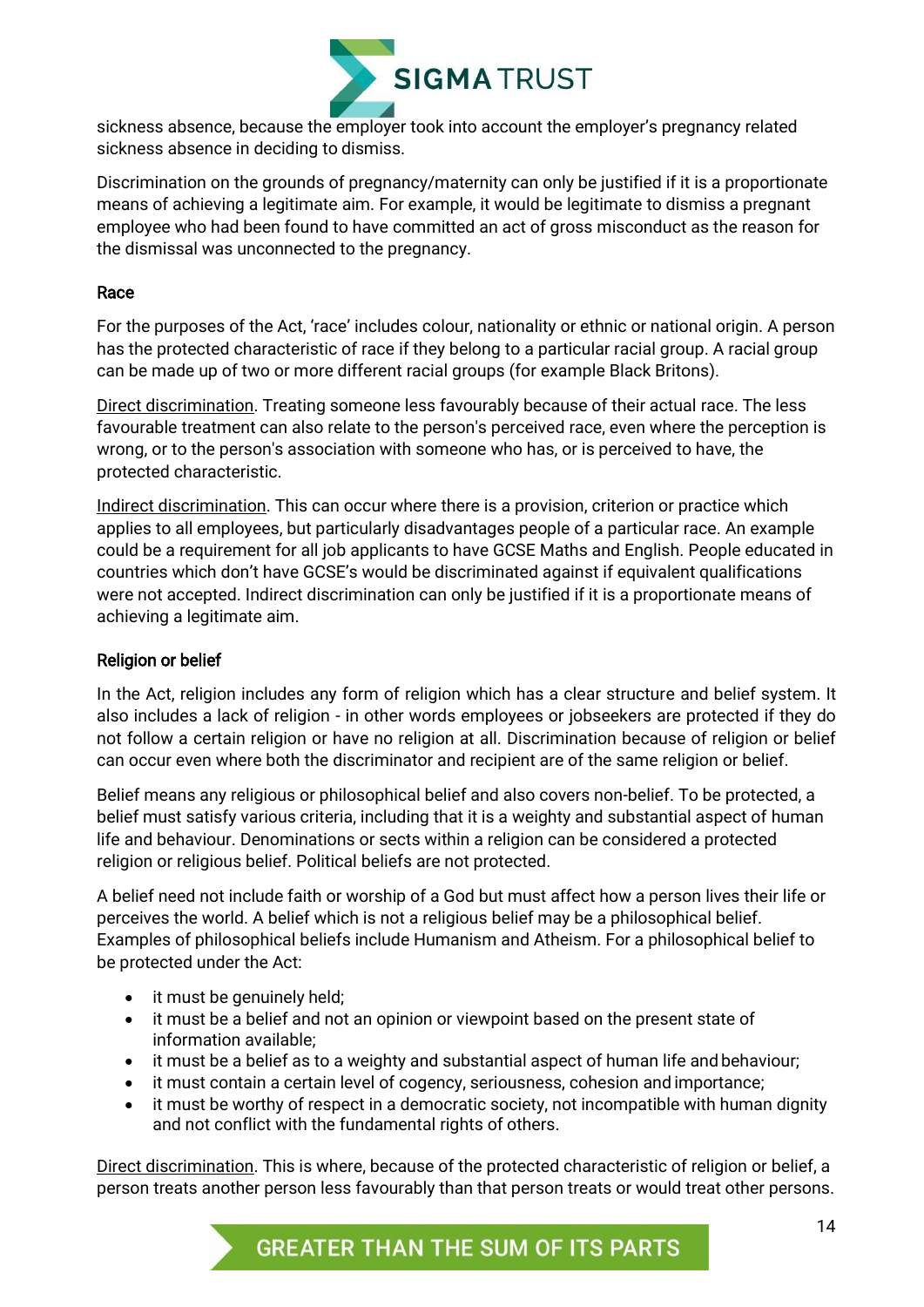sickness absence, because the employer took into account the employer's pregnancy related sickness absence in deciding to dismiss.

Discrimination on the grounds of pregnancy/maternity can only be justified if it is a proportionate means of achieving a legitimate aim. For example, it would be legitimate to dismiss a pregnant employee who had been found to have committed an act of gross misconduct as the reason for the dismissal was unconnected to the pregnancy.

### Race

For the purposes of the Act, 'race' includes colour, nationality or ethnic or national origin. A person has the protected characteristic of race if they belong to a particular racial group. A racial group can be made up of two or more different racial groups (for example Black Britons).

Direct discrimination. Treating someone less favourably because of their actual race. The less favourable treatment can also relate to the person's perceived race, even where the perception is wrong, or to the person's association with someone who has, or is perceived to have, the protected characteristic.

Indirect discrimination. This can occur where there is a provision, criterion or practice which applies to all employees, but particularly disadvantages people of a particular race. An example could be a requirement for all job applicants to have GCSE Maths and English. People educated in countries which don't have GCSE's would be discriminated against if equivalent qualifications were not accepted. Indirect discrimination can only be justified if it is a proportionate means of achieving a legitimate aim.

### Religion or belief

In the Act, religion includes any form of religion which has a clear structure and belief system. It also includes a lack of religion - in other words employees or jobseekers are protected if they do not follow a certain religion or have no religion at all. Discrimination because of religion or belief can occur even where both the discriminator and recipient are of the same religion or belief.

Belief means any religious or philosophical belief and also covers non-belief. To be protected, a belief must satisfy various criteria, including that it is a weighty and substantial aspect of human life and behaviour. Denominations or sects within a religion can be considered a protected religion or religious belief. Political beliefs are not protected.

A belief need not include faith or worship of a God but must affect how a person lives their life or perceives the world. A belief which is not a religious belief may be a philosophical belief. Examples of philosophical beliefs include Humanism and Atheism. For a philosophical belief to be protected under the Act:

- it must be genuinely held;
- it must be a belief and not an opinion or viewpoint based on the present state of information available;
- it must be a belief as to a weighty and substantial aspect of human life and behaviour;
- it must contain a certain level of cogency, seriousness, cohesion and importance;
- it must be worthy of respect in a democratic society, not incompatible with human dignity and not conflict with the fundamental rights of others.

Direct discrimination. This is where, because of the protected characteristic of religion or belief, a person treats another person less favourably than that person treats or would treat other persons.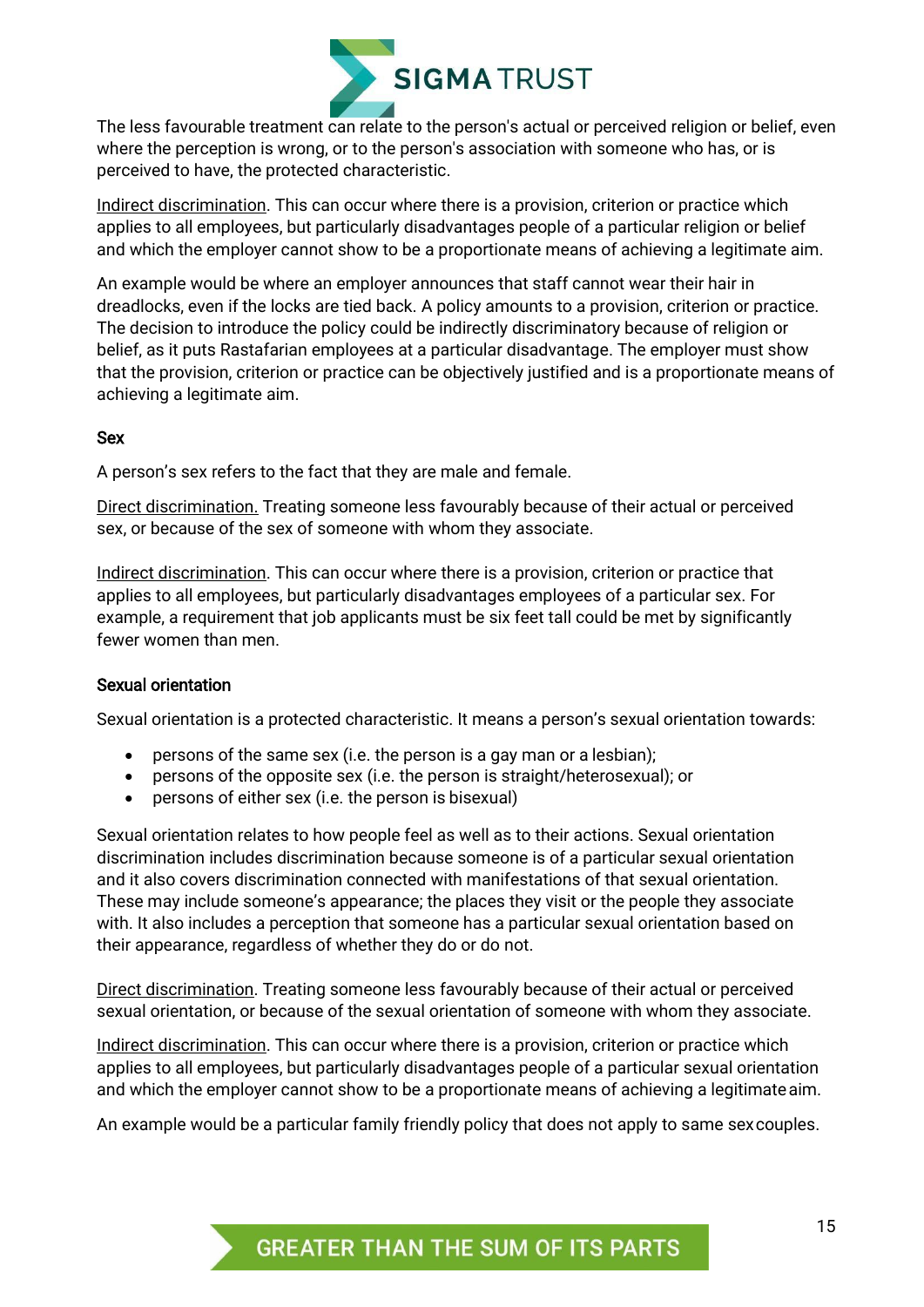The less favourable treatment can relate to the person's actual or perceived religion or belief, even where the perception is wrong, or to the person's association with someone who has, or is perceived to have, the protected characteristic.

Indirect discrimination. This can occur where there is a provision, criterion or practice which applies to all employees, but particularly disadvantages people of a particular religion or belief and which the employer cannot show to be a proportionate means of achieving a legitimate aim.

An example would be where an employer announces that staff cannot wear their hair in dreadlocks, even if the locks are tied back. A policy amounts to a provision, criterion or practice. The decision to introduce the policy could be indirectly discriminatory because of religion or belief, as it puts Rastafarian employees at a particular disadvantage. The employer must show that the provision, criterion or practice can be objectively justified and is a proportionate means of achieving a legitimate aim.

#### Sex

A person's sex refers to the fact that they are male and female.

Direct discrimination. Treating someone less favourably because of their actual or perceived sex, or because of the sex of someone with whom they associate.

Indirect discrimination. This can occur where there is a provision, criterion or practice that applies to all employees, but particularly disadvantages employees of a particular sex. For example, a requirement that job applicants must be six feet tall could be met by significantly fewer women than men.

#### Sexual orientation

Sexual orientation is a protected characteristic. It means a person's sexual orientation towards:

- persons of the same sex (i.e. the person is a gay man or a lesbian);
- persons of the opposite sex (i.e. the person is straight/heterosexual); or
- persons of either sex (i.e. the person is bisexual)

Sexual orientation relates to how people feel as well as to their actions. Sexual orientation discrimination includes discrimination because someone is of a particular sexual orientation and it also covers discrimination connected with manifestations of that sexual orientation. These may include someone's appearance; the places they visit or the people they associate with. It also includes a perception that someone has a particular sexual orientation based on their appearance, regardless of whether they do or do not.

Direct discrimination. Treating someone less favourably because of their actual or perceived sexual orientation, or because of the sexual orientation of someone with whom they associate.

Indirect discrimination. This can occur where there is a provision, criterion or practice which applies to all employees, but particularly disadvantages people of a particular sexual orientation and which the employer cannot show to be a proportionate means of achieving a legitimate aim.

An example would be a particular family friendly policy that does not apply to same sex couples.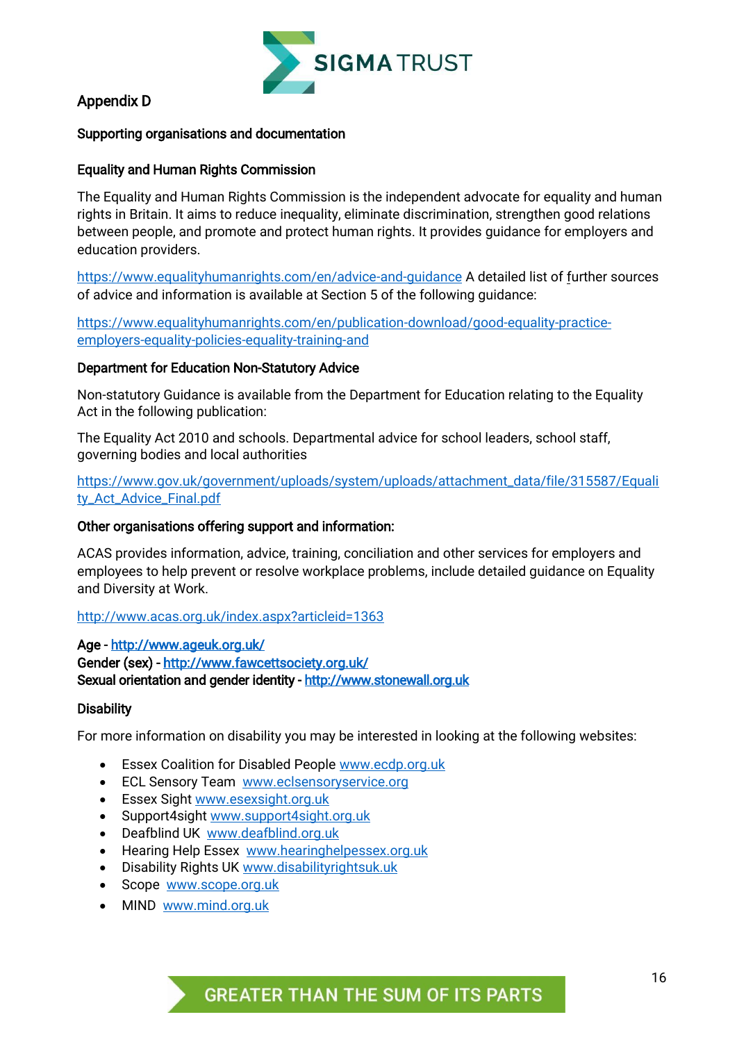## Appendix D

### Supporting organisations and documentation

#### Equality and Human Rights Commission

The Equality and Human Rights Commission is the independent advocate for equality and human rights in Britain. It aims to reduce inequality, eliminate discrimination, strengthen good relations between people, and promote and protect human rights. It provides guidance for employers and education providers.

https://www.equalityhumanrights.com/en/advice-and-guidance A detailed list of further sources of advice and information is available at Section 5 of the following guidance:

https://www.equalityhumanrights.com/en/publication-download/good-equality-practice-employers-equality-policies-equality-training-and

#### Department for Education Non-Statutory Advice

Non-statutory Guidance is available from the Department for Education relating to the Equality Act in the following publication:

The Equality Act 2010 and schools. Departmental advice for school leaders, school staff, governing bodies and local authorities

https://www.gov.uk/government/uploads/system/uploads/attachment_data/file/315587/Equality_Act_Advice_Final.pdf

#### Other organisations offering support and information:

ACAS provides information, advice, training, conciliation and other services for employers and employees to help prevent or resolve workplace problems, include detailed guidance on Equality and Diversity at Work.

http://www.acas.org.uk/index.aspx?articleid=1363

**Age** - http://www.ageuk.org.uk/
**Gender (sex)** - http://www.fawcettsociety.org.uk/
**Sexual orientation and gender identity** - http://www.stonewall.org.uk

#### Disability

For more information on disability you may be interested in looking at the following websites:

- Essex Coalition for Disabled People www.ecdp.org.uk
- ECL Sensory Team www.eclsensoryservice.org
- Essex Sight www.esexsight.org.uk
- Support4sight www.support4sight.org.uk
- Deafblind UK www.deafblind.org.uk
- Hearing Help Essex www.hearinghelpessex.org.uk
- Disability Rights UK www.disabilityrightsuk.org
- Scope www.scope.org.uk
- MIND www.mind.org.uk